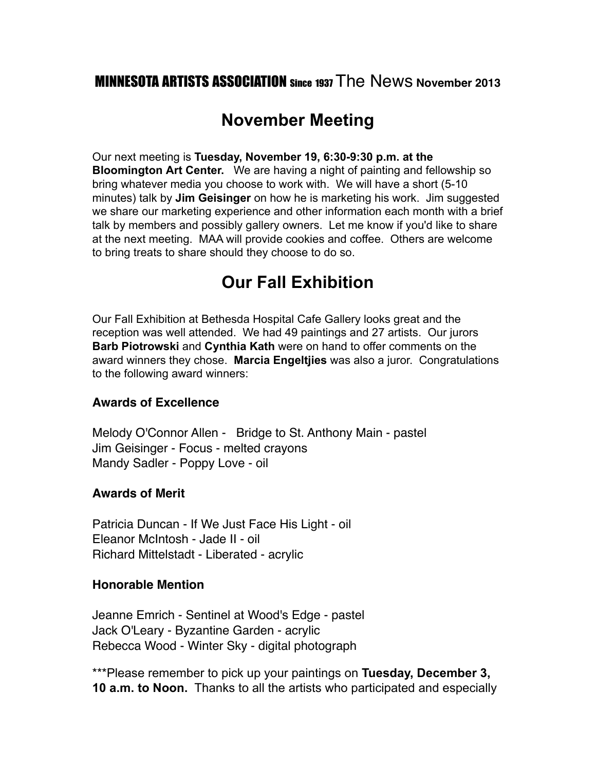MINNESOTA ARTISTS ASSOCIATION Since 1937 The News **November 2013**

# November Meeting

Our next meeting is **Tuesday, November 19, 6:30-9:30 p.m. at the Bloomington Art Center.** We are having a night of painting and fellowship so bring whatever media you choose to work with. We will have a short (5-10 minutes) talk by **Jim Geisinger** on how he is marketing his work. Jim suggested we share our marketing experience and other information each month with a brief talk by members and possibly gallery owners. Let me know if you'd like to share at the next meeting. MAA will provide cookies and coffee. Others are welcome to bring treats to share should they choose to do so.

# Our Fall Exhibition

Our Fall Exhibition at Bethesda Hospital Cafe Gallery looks great and the reception was well attended. We had 49 paintings and 27 artists. Our jurors **Barb Piotrowski** and **Cynthia Kath** were on hand to offer comments on the award winners they chose. **Marcia Engeltjies** was also a juror. Congratulations to the following award winners:

### Awards of Excellence

Melody O'Connor Allen - Bridge to St. Anthony Main - pastel
Jim Geisinger - Focus - melted crayons
Mandy Sadler - Poppy Love - oil

### Awards of Merit

Patricia Duncan - If We Just Face His Light - oil
Eleanor McIntosh - Jade II - oil
Richard Mittelstadt - Liberated - acrylic

### Honorable Mention

Jeanne Emrich - Sentinel at Wood's Edge - pastel
Jack O'Leary - Byzantine Garden - acrylic
Rebecca Wood - Winter Sky - digital photograph

***Please remember to pick up your paintings on **Tuesday, December 3, 10 a.m. to Noon.** Thanks to all the artists who participated and especially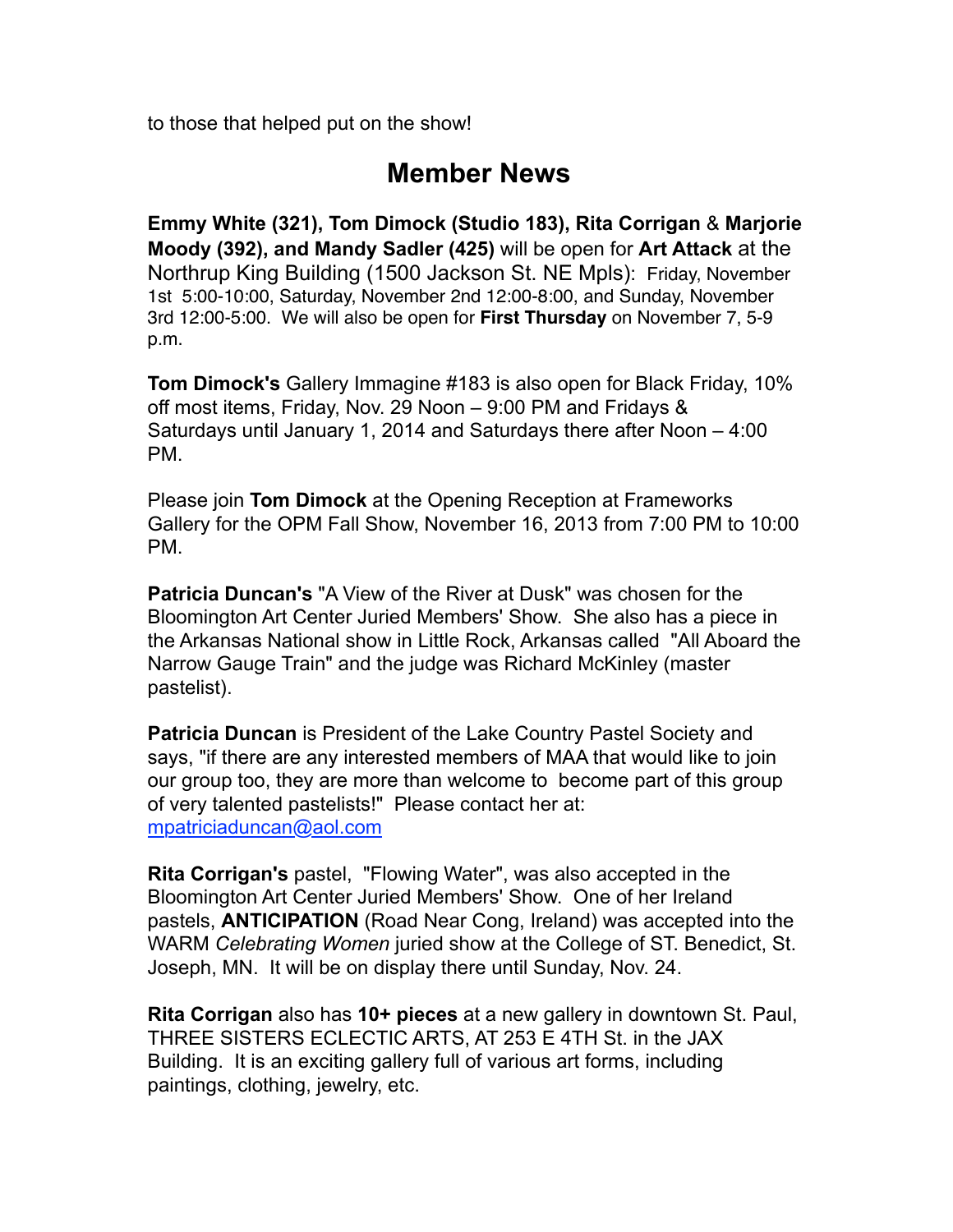to those that helped put on the show!

## Member News

**Emmy White (321), Tom Dimock (Studio 183), Rita Corrigan** & **Marjorie Moody (392), and Mandy Sadler (425)** will be open for **Art Attack** at the Northrup King Building (1500 Jackson St. NE Mpls): Friday, November 1st 5:00-10:00, Saturday, November 2nd 12:00-8:00, and Sunday, November 3rd 12:00-5:00. We will also be open for **First Thursday** on November 7, 5-9 p.m.

**Tom Dimock's** Gallery Immagine #183 is also open for Black Friday, 10% off most items, Friday, Nov. 29 Noon – 9:00 PM and Fridays & Saturdays until January 1, 2014 and Saturdays there after Noon – 4:00 PM.

Please join **Tom Dimock** at the Opening Reception at Frameworks Gallery for the OPM Fall Show, November 16, 2013 from 7:00 PM to 10:00 PM.

**Patricia Duncan's** "A View of the River at Dusk" was chosen for the Bloomington Art Center Juried Members' Show. She also has a piece in the Arkansas National show in Little Rock, Arkansas called "All Aboard the Narrow Gauge Train" and the judge was Richard McKinley (master pastelist).

**Patricia Duncan** is President of the Lake Country Pastel Society and says, "if there are any interested members of MAA that would like to join our group too, they are more than welcome to become part of this group of very talented pastelists!" Please contact her at: mpatriciaduncan@aol.com

**Rita Corrigan's** pastel, "Flowing Water", was also accepted in the Bloomington Art Center Juried Members' Show. One of her Ireland pastels, **ANTICIPATION** (Road Near Cong, Ireland) was accepted into the WARM *Celebrating Women* juried show at the College of ST. Benedict, St. Joseph, MN. It will be on display there until Sunday, Nov. 24.

**Rita Corrigan** also has **10+ pieces** at a new gallery in downtown St. Paul, THREE SISTERS ECLECTIC ARTS, AT 253 E 4TH St. in the JAX Building. It is an exciting gallery full of various art forms, including paintings, clothing, jewelry, etc.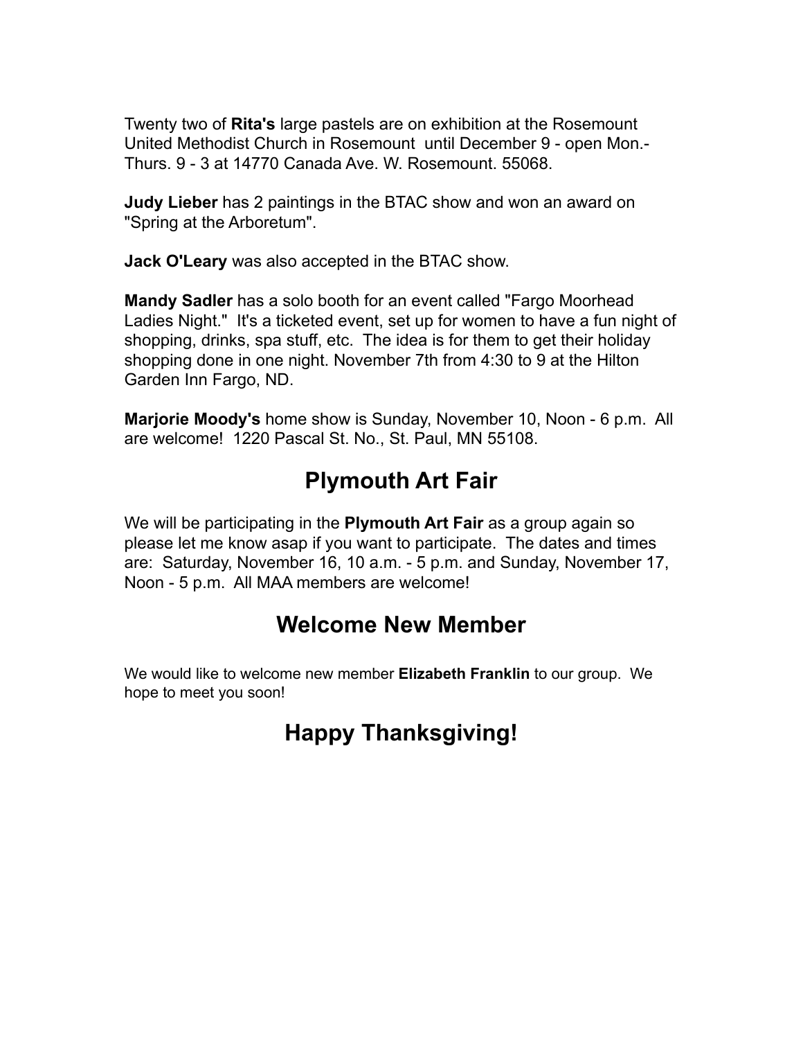Twenty two of **Rita's** large pastels are on exhibition at the Rosemount United Methodist Church in Rosemount until December 9 - open Mon.-Thurs. 9 - 3 at 14770 Canada Ave. W. Rosemount. 55068.

**Judy Lieber** has 2 paintings in the BTAC show and won an award on "Spring at the Arboretum".

**Jack O'Leary** was also accepted in the BTAC show.

**Mandy Sadler** has a solo booth for an event called "Fargo Moorhead Ladies Night." It's a ticketed event, set up for women to have a fun night of shopping, drinks, spa stuff, etc. The idea is for them to get their holiday shopping done in one night. November 7th from 4:30 to 9 at the Hilton Garden Inn Fargo, ND.

**Marjorie Moody's** home show is Sunday, November 10, Noon - 6 p.m. All are welcome! 1220 Pascal St. No., St. Paul, MN 55108.

## Plymouth Art Fair

We will be participating in the **Plymouth Art Fair** as a group again so please let me know asap if you want to participate. The dates and times are: Saturday, November 16, 10 a.m. - 5 p.m. and Sunday, November 17, Noon - 5 p.m. All MAA members are welcome!

## Welcome New Member

We would like to welcome new member **Elizabeth Franklin** to our group. We hope to meet you soon!

## Happy Thanksgiving!